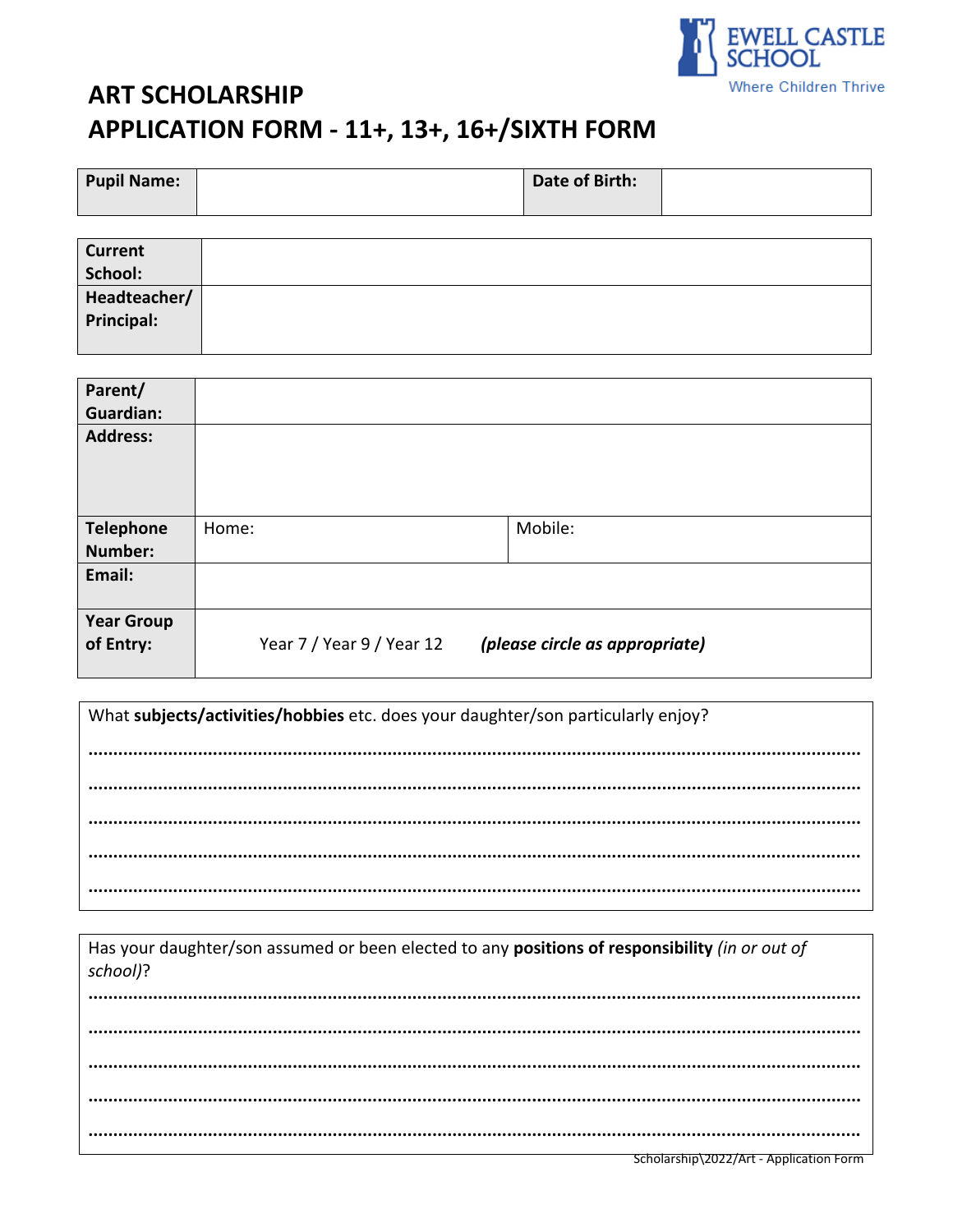EWELL CASTLE SCHOOL
Where Children Thrive

# ART SCHOLARSHIP
# APPLICATION FORM - 11+, 13+, 16+/SIXTH FORM

| **Pupil Name:** | | **Date of Birth:** | |
|---|---|---|---|

| **Current School:** | |
|---|---|
| **Headteacher/ Principal:** | |

| **Parent/ Guardian:** | | |
|---|---|---|
| **Address:** | | |
| **Telephone Number:** | Home: | Mobile: |
| **Email:** | | |
| **Year Group of Entry:** | Year 7 / Year 9 / Year 12 | ***(please circle as appropriate)*** |

What **subjects/activities/hobbies** etc. does your daughter/son particularly enjoy?

……………………………………………………………………………………………………………………………

……………………………………………………………………………………………………………………………

……………………………………………………………………………………………………………………………

……………………………………………………………………………………………………………………………

……………………………………………………………………………………………………………………………

Has your daughter/son assumed or been elected to any **positions of responsibility** *(in or out of school)*?

……………………………………………………………………………………………………………………………

……………………………………………………………………………………………………………………………

……………………………………………………………………………………………………………………………

……………………………………………………………………………………………………………………………

……………………………………………………………………………………………………………………………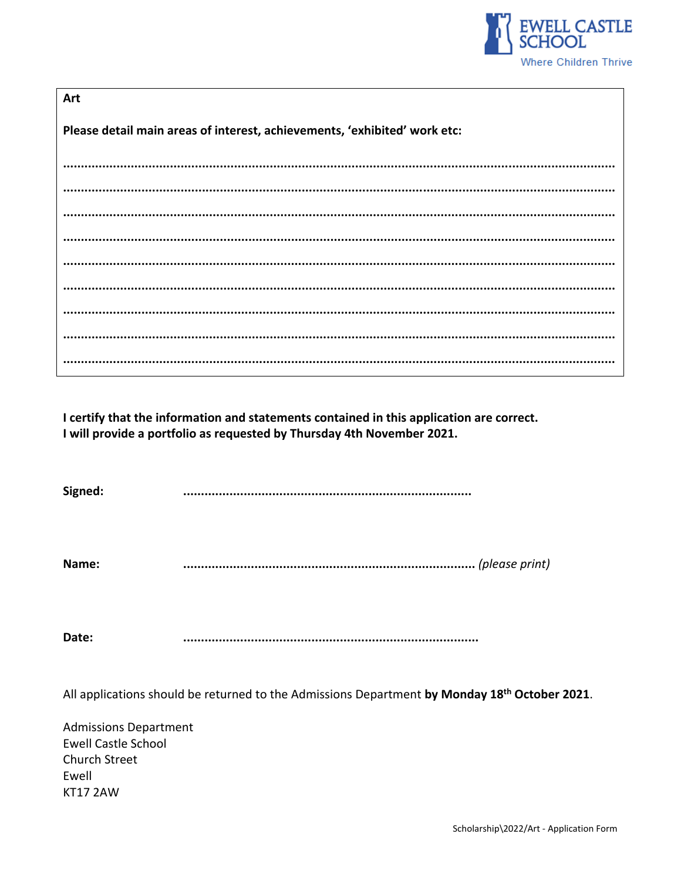**Art**

**Please detail main areas of interest, achievements, 'exhibited' work etc:**

.......................................................................................................................................................

.......................................................................................................................................................

.......................................................................................................................................................

.......................................................................................................................................................

.......................................................................................................................................................

.......................................................................................................................................................

.......................................................................................................................................................

.......................................................................................................................................................

.......................................................................................................................................................

**I certify that the information and statements contained in this application are correct.**
**I will provide a portfolio as requested by Thursday 4th November 2021.**

**Signed:** ..................................................................................

**Name:** .................................................................................. *(please print)*

**Date:** ..................................................................................

All applications should be returned to the Admissions Department **by Monday 18th October 2021**.

Admissions Department
Ewell Castle School
Church Street
Ewell
KT17 2AW

Scholarship\2022/Art - Application Form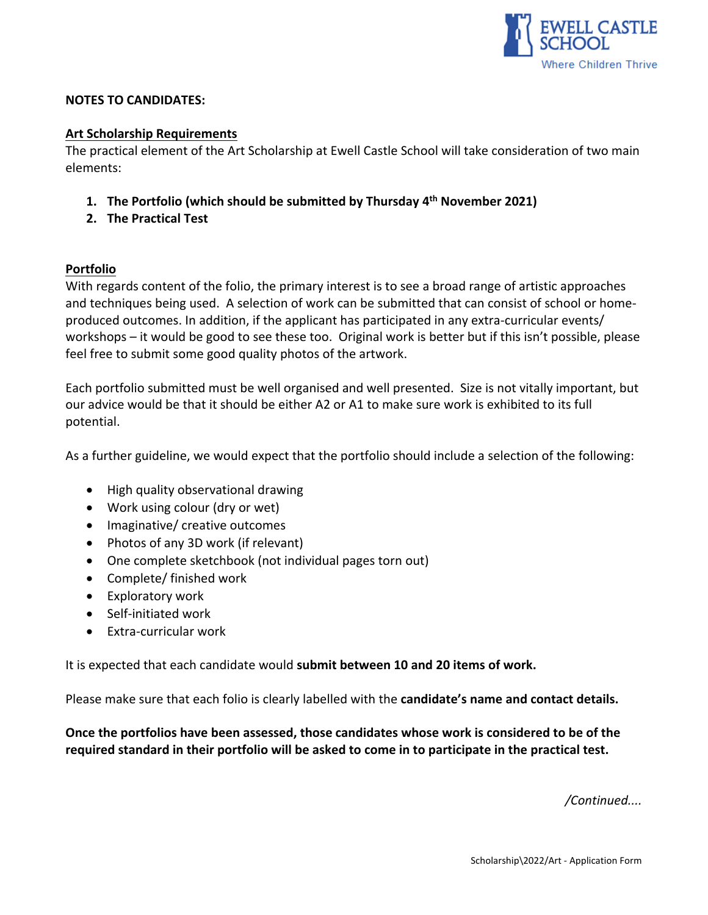**NOTES TO CANDIDATES:**

**Art Scholarship Requirements**

The practical element of the Art Scholarship at Ewell Castle School will take consideration of two main elements:

1. **The Portfolio (which should be submitted by Thursday 4th November 2021)**
2. **The Practical Test**

**Portfolio**

With regards content of the folio, the primary interest is to see a broad range of artistic approaches and techniques being used. A selection of work can be submitted that can consist of school or home-produced outcomes. In addition, if the applicant has participated in any extra-curricular events/ workshops – it would be good to see these too. Original work is better but if this isn't possible, please feel free to submit some good quality photos of the artwork.

Each portfolio submitted must be well organised and well presented. Size is not vitally important, but our advice would be that it should be either A2 or A1 to make sure work is exhibited to its full potential.

As a further guideline, we would expect that the portfolio should include a selection of the following:

- High quality observational drawing
- Work using colour (dry or wet)
- Imaginative/ creative outcomes
- Photos of any 3D work (if relevant)
- One complete sketchbook (not individual pages torn out)
- Complete/ finished work
- Exploratory work
- Self-initiated work
- Extra-curricular work

It is expected that each candidate would **submit between 10 and 20 items of work.**

Please make sure that each folio is clearly labelled with the **candidate's name and contact details.**

**Once the portfolios have been assessed, those candidates whose work is considered to be of the required standard in their portfolio will be asked to come in to participate in the practical test.**

*/Continued....*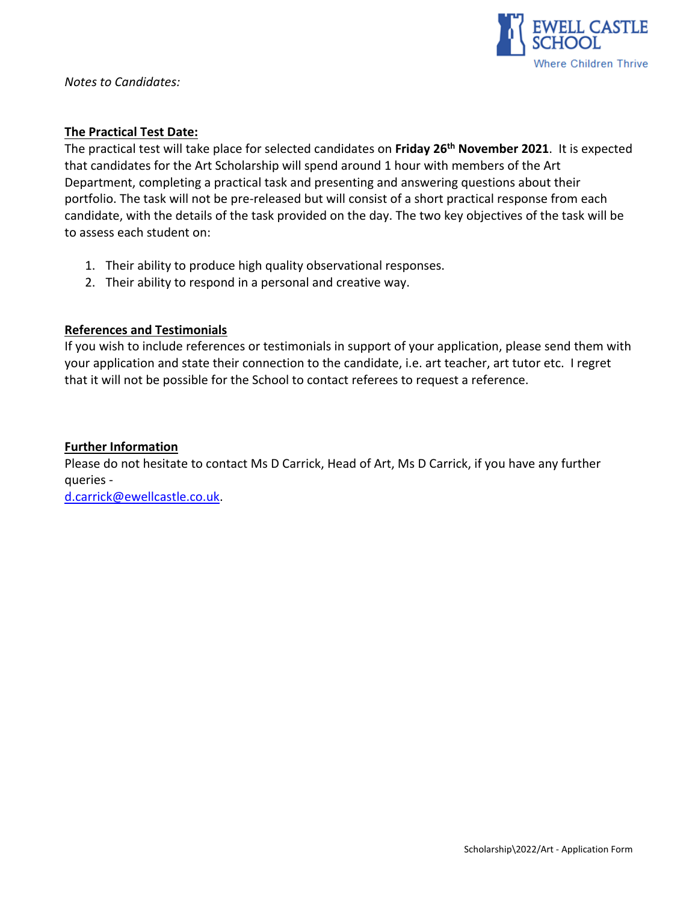*Notes to Candidates:*

**The Practical Test Date:**

The practical test will take place for selected candidates on **Friday 26th November 2021**. It is expected that candidates for the Art Scholarship will spend around 1 hour with members of the Art Department, completing a practical task and presenting and answering questions about their portfolio. The task will not be pre-released but will consist of a short practical response from each candidate, with the details of the task provided on the day. The two key objectives of the task will be to assess each student on:

1. Their ability to produce high quality observational responses.
2. Their ability to respond in a personal and creative way.

**References and Testimonials**

If you wish to include references or testimonials in support of your application, please send them with your application and state their connection to the candidate, i.e. art teacher, art tutor etc. I regret that it will not be possible for the School to contact referees to request a reference.

**Further Information**

Please do not hesitate to contact Ms D Carrick, Head of Art, Ms D Carrick, if you have any further queries -
d.carrick@ewellcastle.co.uk.